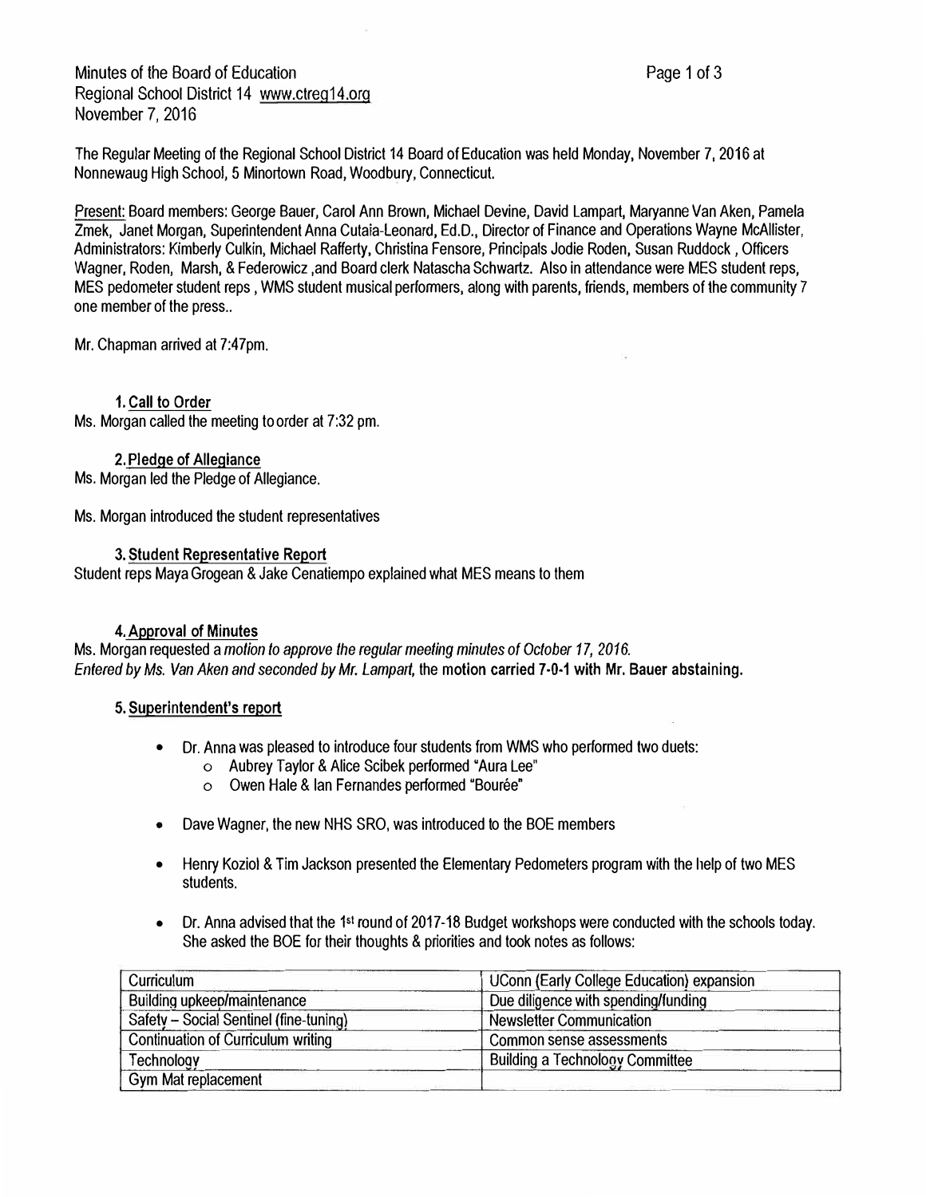Minutes of the Board of Education
Regional School District 14 www.ctreg14.org
November 7, 2016

The Regular Meeting of the Regional School District 14 Board of Education was held Monday, November 7, 2016 at Nonnewaug High School, 5 Minortown Road, Woodbury, Connecticut.

Present: Board members: George Bauer, Carol Ann Brown, Michael Devine, David Lampart, Maryanne Van Aken, Pamela Zmek, Janet Morgan, Superintendent Anna Cutaia-Leonard, Ed.D., Director of Finance and Operations Wayne McAllister, Administrators: Kimberly Culkin, Michael Rafferty, Christina Fensore, Principals Jodie Roden, Susan Ruddock , Officers Wagner, Roden, Marsh, & Federowicz ,and Board clerk Natascha Schwartz. Also in attendance were MES student reps, MES pedometer student reps , WMS student musical performers, along with parents, friends, members of the community 7 one member of the press..

Mr. Chapman arrived at 7:47pm.

**1. Call to Order**

Ms. Morgan called the meeting to order at 7:32 pm.

**2. Pledge of Allegiance**

Ms. Morgan led the Pledge of Allegiance.

Ms. Morgan introduced the student representatives

**3. Student Representative Report**

Student reps Maya Grogean & Jake Cenatiempo explained what MES means to them

**4. Approval of Minutes**

Ms. Morgan requested a *motion to approve the regular meeting minutes of October 17, 2016.*
*Entered by Ms. Van Aken and seconded by Mr. Lampart,* **the motion carried 7-0-1 with Mr. Bauer abstaining.**

**5. Superintendent's report**

- Dr. Anna was pleased to introduce four students from WMS who performed two duets:
  - Aubrey Taylor & Alice Scibek performed "Aura Lee"
  - Owen Hale & Ian Fernandes performed "Bourée"
- Dave Wagner, the new NHS SRO, was introduced to the BOE members
- Henry Koziol & Tim Jackson presented the Elementary Pedometers program with the help of two MES students.
- Dr. Anna advised that the 1st round of 2017-18 Budget workshops were conducted with the schools today. She asked the BOE for their thoughts & priorities and took notes as follows:

| Curriculum | UConn (Early College Education) expansion |
|---|---|
| Building upkeep/maintenance | Due diligence with spending/funding |
| Safety – Social Sentinel (fine-tuning) | Newsletter Communication |
| Continuation of Curriculum writing | Common sense assessments |
| Technology | Building a Technology Committee |
| Gym Mat replacement | |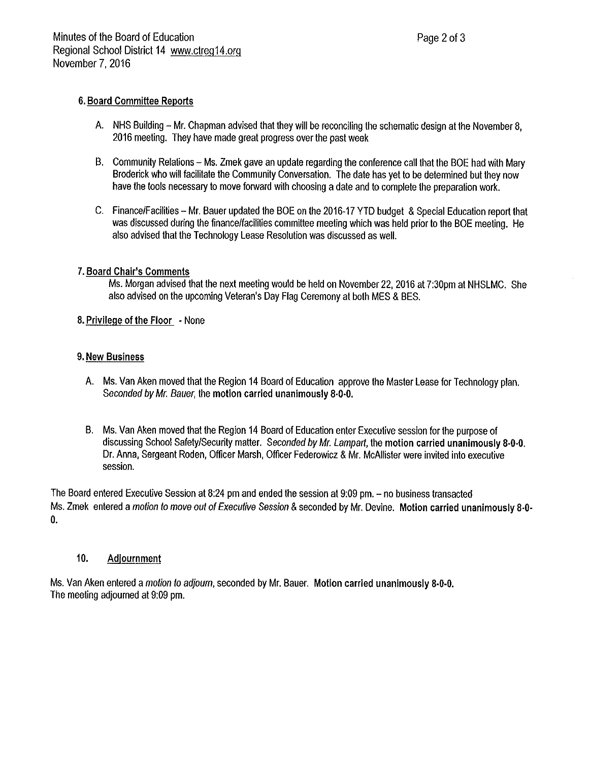### 6. Board Committee Reports

A. NHS Building – Mr. Chapman advised that they will be reconciling the schematic design at the November 8, 2016 meeting. They have made great progress over the past week

B. Community Relations – Ms. Zmek gave an update regarding the conference call that the BOE had with Mary Broderick who will facilitate the Community Conversation. The date has yet to be determined but they now have the tools necessary to move forward with choosing a date and to complete the preparation work.

C. Finance/Facilities – Mr. Bauer updated the BOE on the 2016-17 YTD budget & Special Education report that was discussed during the finance/facilities committee meeting which was held prior to the BOE meeting. He also advised that the Technology Lease Resolution was discussed as well.

### 7. Board Chair's Comments

Ms. Morgan advised that the next meeting would be held on November 22, 2016 at 7:30pm at NHSLMC. She also advised on the upcoming Veteran's Day Flag Ceremony at both MES & BES.

### 8. Privilege of the Floor - None

### 9. New Business

A. Ms. Van Aken moved that the Region 14 Board of Education approve the Master Lease for Technology plan. *Seconded by Mr. Bauer,* the **motion carried unanimously 8-0-0.**

B. Ms. Van Aken moved that the Region 14 Board of Education enter Executive session for the purpose of discussing School Safety/Security matter. *Seconded by Mr. Lampart,* the **motion carried unanimously 8-0-0.** Dr. Anna, Sergeant Roden, Officer Marsh, Officer Federowicz & Mr. McAllister were invited into executive session.

The Board entered Executive Session at 8:24 pm and ended the session at 9:09 pm. – no business transacted
Ms. Zmek entered a *motion to move out of Executive Session* & seconded by Mr. Devine. **Motion carried unanimously 8-0-0.**

### 10. Adjournment

Ms. Van Aken entered a *motion to adjourn*, seconded by Mr. Bauer. **Motion carried unanimously 8-0-0.**
The meeting adjourned at 9:09 pm.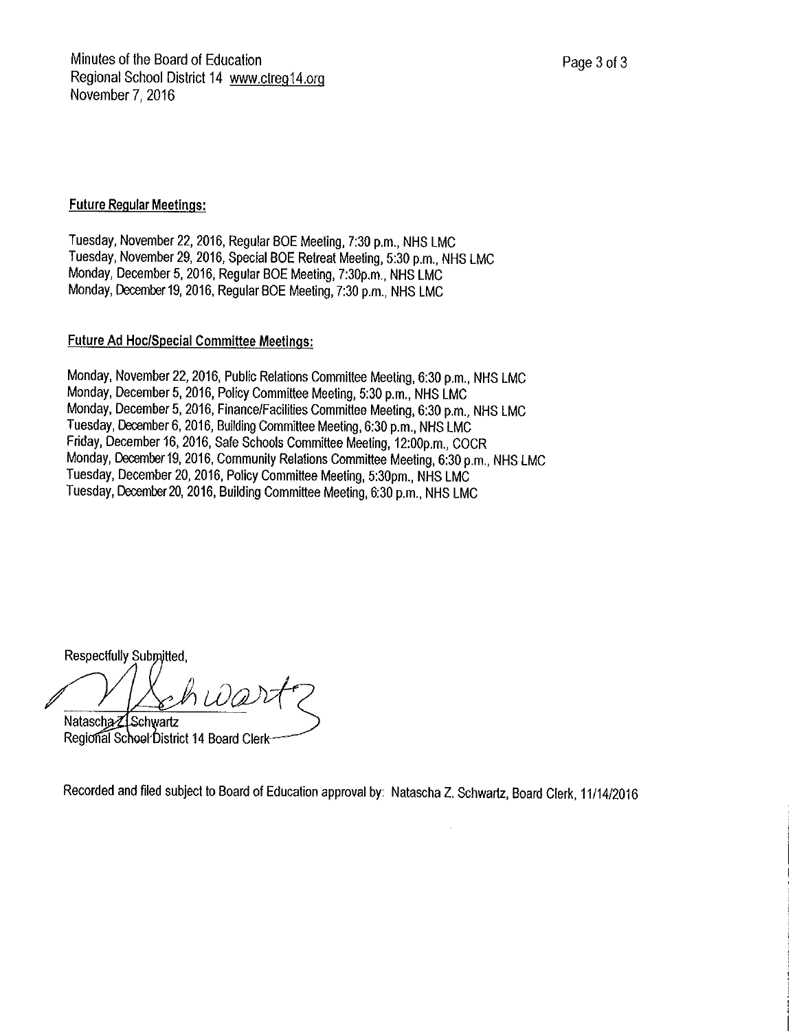**Future Regular Meetings:**

Tuesday, November 22, 2016, Regular BOE Meeting, 7:30 p.m., NHS LMC
Tuesday, November 29, 2016, Special BOE Retreat Meeting, 5:30 p.m., NHS LMC
Monday, December 5, 2016, Regular BOE Meeting, 7:30p.m., NHS LMC
Monday, December 19, 2016, Regular BOE Meeting, 7:30 p.m., NHS LMC

**Future Ad Hoc/Special Committee Meetings:**

Monday, November 22, 2016, Public Relations Committee Meeting, 6:30 p.m., NHS LMC
Monday, December 5, 2016, Policy Committee Meeting, 5:30 p.m., NHS LMC
Monday, December 5, 2016, Finance/Facilities Committee Meeting, 6:30 p.m., NHS LMC
Tuesday, December 6, 2016, Building Committee Meeting, 6:30 p.m., NHS LMC
Friday, December 16, 2016, Safe Schools Committee Meeting, 12:00p.m., COCR
Monday, December 19, 2016, Community Relations Committee Meeting, 6:30 p.m., NHS LMC
Tuesday, December 20, 2016, Policy Committee Meeting, 5:30pm., NHS LMC
Tuesday, December 20, 2016, Building Committee Meeting, 6:30 p.m., NHS LMC

Respectfully Submitted,

Natascha Z. Schwartz
Regional School District 14 Board Clerk

Recorded and filed subject to Board of Education approval by: Natascha Z. Schwartz, Board Clerk, 11/14/2016